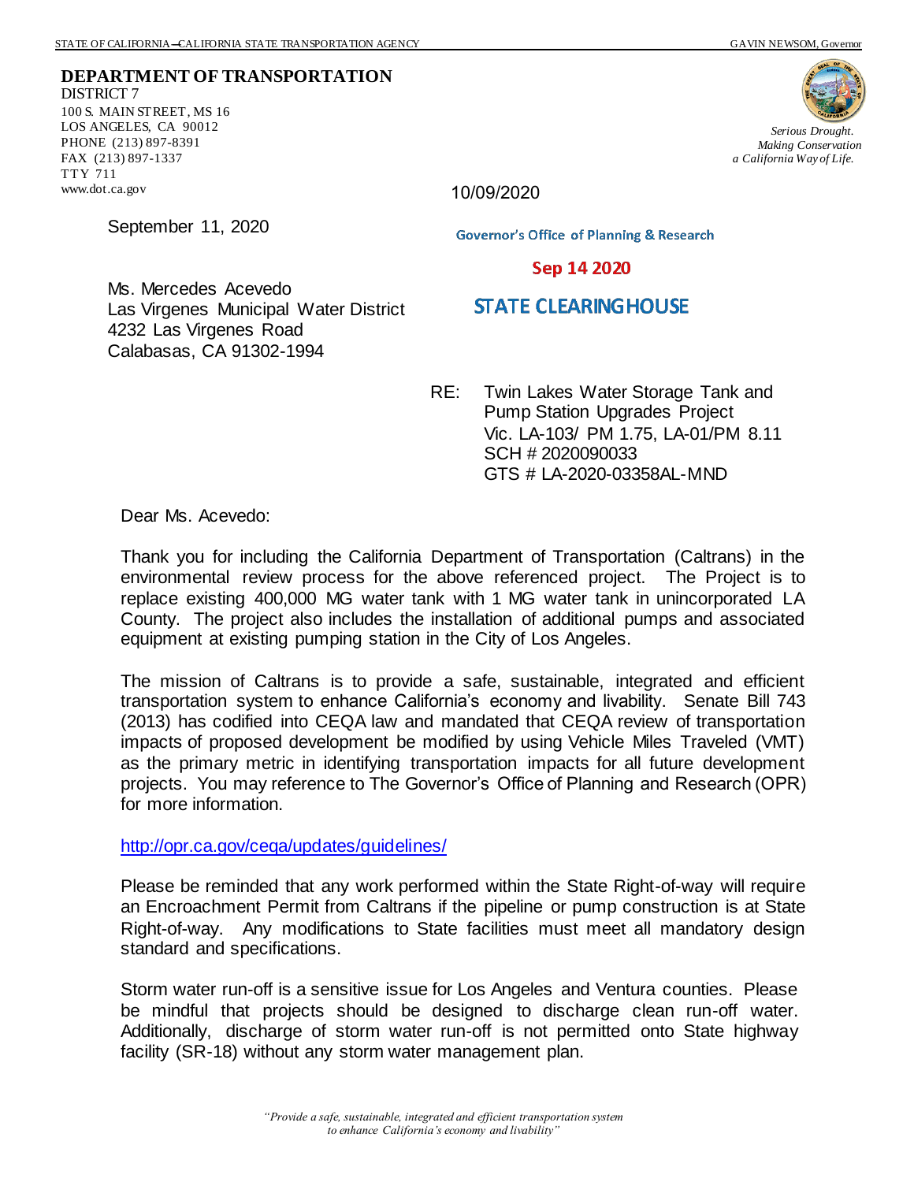STATE OF CALIFORNIA—CALIFORNIA STATE TRANSPORTATION AGENCY GAVIN NEWSOM, Governor

**DEPARTMENT OF TRANSPORTATION**
DISTRICT 7
100 S. MAIN STREET, MS 16
LOS ANGELES, CA 90012
PHONE (213) 897-8391
FAX (213) 897-1337
TTY 711
www.dot.ca.gov

*Serious Drought.*
*Making Conservation*
*a California Way of Life.*

10/09/2020

Governor's Office of Planning & Research

Sep 14 2020

STATE CLEARINGHOUSE

September 11, 2020

Ms. Mercedes Acevedo
Las Virgenes Municipal Water District
4232 Las Virgenes Road
Calabasas, CA 91302-1994

RE: Twin Lakes Water Storage Tank and Pump Station Upgrades Project
Vic. LA-103/ PM 1.75, LA-01/PM 8.11
SCH # 2020090033
GTS # LA-2020-03358AL-MND

Dear Ms. Acevedo:

Thank you for including the California Department of Transportation (Caltrans) in the environmental review process for the above referenced project. The Project is to replace existing 400,000 MG water tank with 1 MG water tank in unincorporated LA County. The project also includes the installation of additional pumps and associated equipment at existing pumping station in the City of Los Angeles.

The mission of Caltrans is to provide a safe, sustainable, integrated and efficient transportation system to enhance California's economy and livability. Senate Bill 743 (2013) has codified into CEQA law and mandated that CEQA review of transportation impacts of proposed development be modified by using Vehicle Miles Traveled (VMT) as the primary metric in identifying transportation impacts for all future development projects. You may reference to The Governor's Office of Planning and Research (OPR) for more information.

http://opr.ca.gov/ceqa/updates/guidelines/

Please be reminded that any work performed within the State Right-of-way will require an Encroachment Permit from Caltrans if the pipeline or pump construction is at State Right-of-way. Any modifications to State facilities must meet all mandatory design standard and specifications.

Storm water run-off is a sensitive issue for Los Angeles and Ventura counties. Please be mindful that projects should be designed to discharge clean run-off water. Additionally, discharge of storm water run-off is not permitted onto State highway facility (SR-18) without any storm water management plan.

*"Provide a safe, sustainable, integrated and efficient transportation system to enhance California's economy and livability"*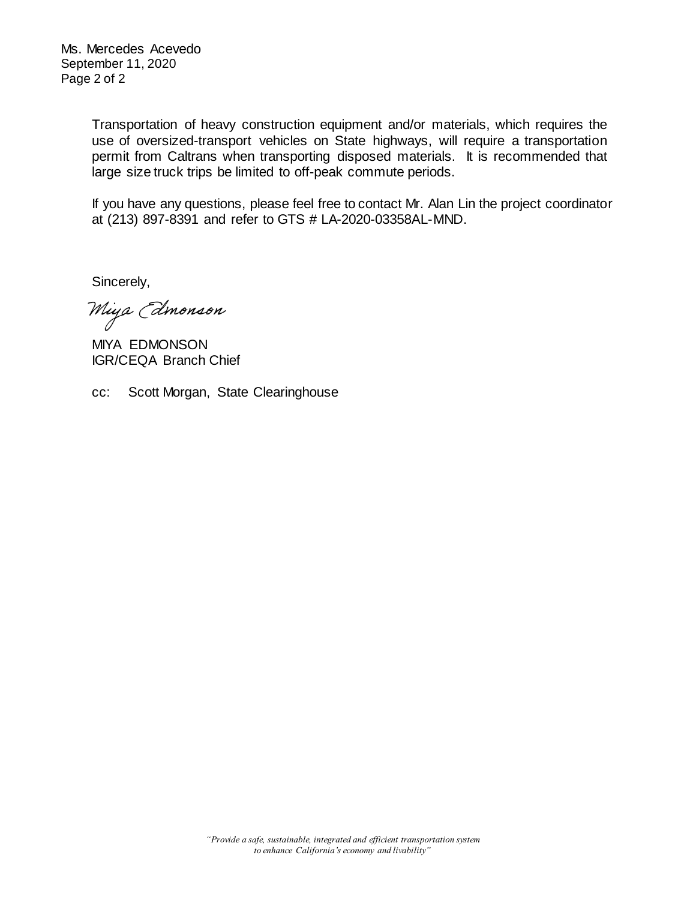Transportation of heavy construction equipment and/or materials, which requires the use of oversized-transport vehicles on State highways, will require a transportation permit from Caltrans when transporting disposed materials. It is recommended that large size truck trips be limited to off-peak commute periods.

If you have any questions, please feel free to contact Mr. Alan Lin the project coordinator at (213) 897-8391 and refer to GTS # LA-2020-03358AL-MND.

Sincerely,

*Miya Edmonson*

MIYA EDMONSON
IGR/CEQA Branch Chief

cc: Scott Morgan, State Clearinghouse

*"Provide a safe, sustainable, integrated and efficient transportation system to enhance California's economy and livability"*